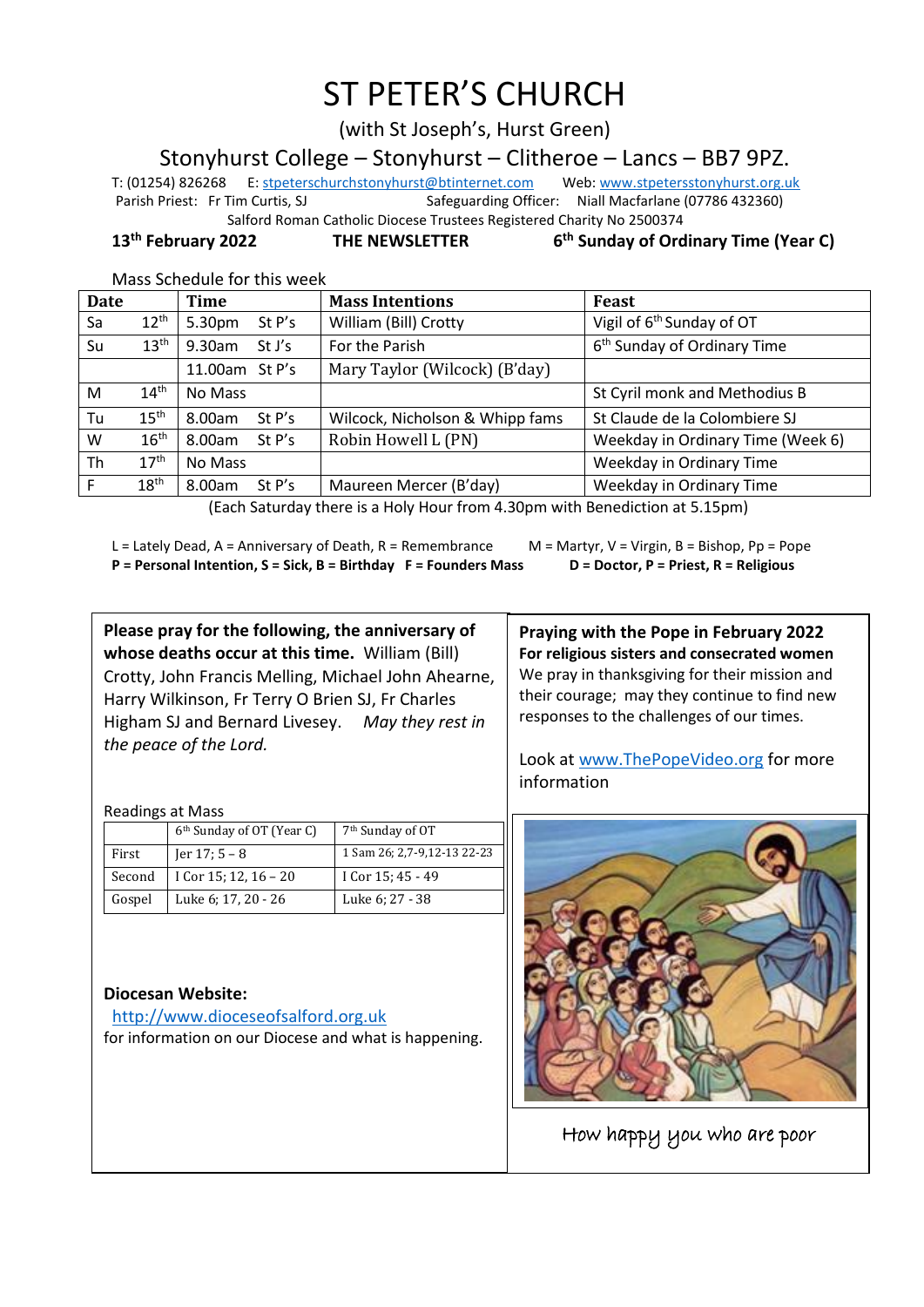# ST PETER'S CHURCH

(with St Joseph's, Hurst Green)

Stonyhurst College – Stonyhurst – Clitheroe – Lancs – BB7 9PZ.

T: (01254) 826268 E: stpeterschurchstonyhurst@btinternet.com Web: www.stpetersstonyhurst.org.uk

Parish Priest: Fr Tim Curtis, SJ Safeguarding Officer: Niall Macfarlane (07786 432360)

Salford Roman Catholic Diocese Trustees Registered Charity No 2500374

**13th February 2022** **THE NEWSLETTER** **6th Sunday of Ordinary Time (Year C)**

Mass Schedule for this week

| Date | | Time | | Mass Intentions | Feast |
|---|---|---|---|---|---|
| Sa | 12th | 5.30pm | St P's | William (Bill) Crotty | Vigil of 6th Sunday of OT |
| Su | 13th | 9.30am | St J's | For the Parish | 6th Sunday of Ordinary Time |
| | | 11.00am | St P's | Mary Taylor (Wilcock) (B'day) | |
| M | 14th | No Mass | | | St Cyril monk and Methodius B |
| Tu | 15th | 8.00am | St P's | Wilcock, Nicholson & Whipp fams | St Claude de la Colombiere SJ |
| W | 16th | 8.00am | St P's | Robin Howell L (PN) | Weekday in Ordinary Time (Week 6) |
| Th | 17th | No Mass | | | Weekday in Ordinary Time |
| F | 18th | 8.00am | St P's | Maureen Mercer (B'day) | Weekday in Ordinary Time |

(Each Saturday there is a Holy Hour from 4.30pm with Benediction at 5.15pm)

L = Lately Dead, A = Anniversary of Death, R = Remembrance M = Martyr, V = Virgin, B = Bishop, Pp = Pope
**P = Personal Intention, S = Sick, B = Birthday F = Founders Mass D = Doctor, P = Priest, R = Religious**

**Please pray for the following, the anniversary of whose deaths occur at this time.** William (Bill) Crotty, John Francis Melling, Michael John Ahearne, Harry Wilkinson, Fr Terry O Brien SJ, Fr Charles Higham SJ and Bernard Livesey. *May they rest in the peace of the Lord.*

Readings at Mass

| | 6th Sunday of OT (Year C) | 7th Sunday of OT |
|---|---|---|
| First | Jer 17; 5 – 8 | 1 Sam 26; 2,7-9,12-13 22-23 |
| Second | I Cor 15; 12, 16 – 20 | I Cor 15; 45 - 49 |
| Gospel | Luke 6; 17, 20 - 26 | Luke 6; 27 - 38 |

**Diocesan Website:**
http://www.dioceseofsalford.org.uk
for information on our Diocese and what is happening.

**Praying with the Pope in February 2022**
**For religious sisters and consecrated women**
We pray in thanksgiving for their mission and their courage; may they continue to find new responses to the challenges of our times.

Look at www.ThePopeVideo.org for more information

How happy you who are poor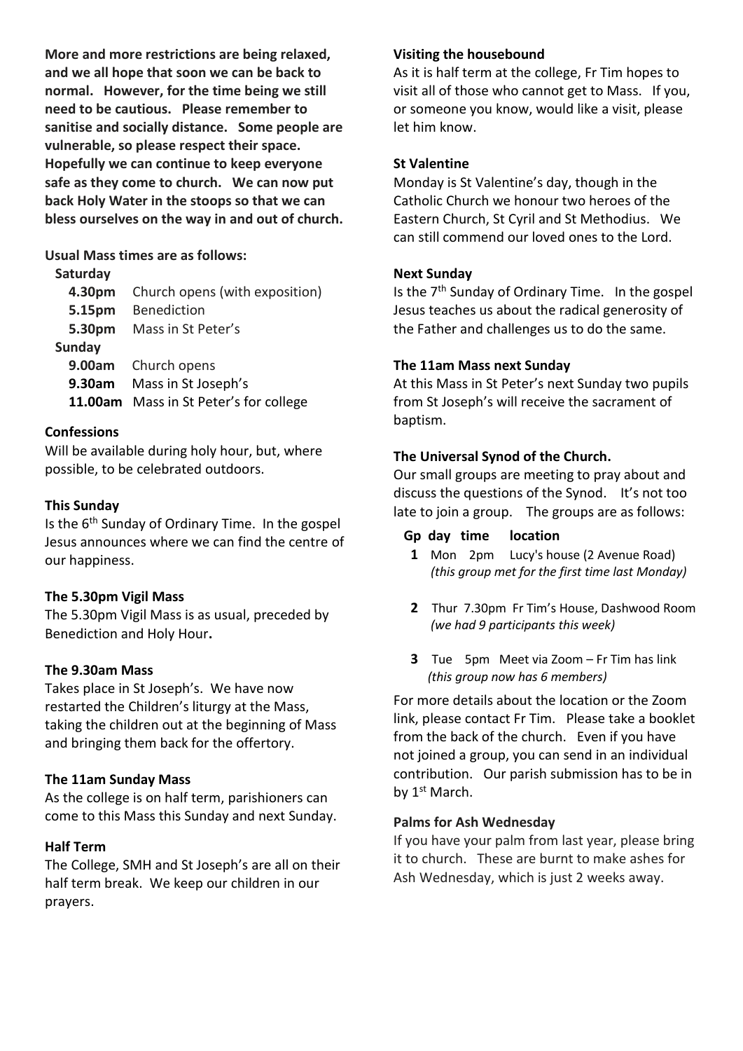**More and more restrictions are being relaxed, and we all hope that soon we can be back to normal. However, for the time being we still need to be cautious. Please remember to sanitise and socially distance. Some people are vulnerable, so please respect their space. Hopefully we can continue to keep everyone safe as they come to church. We can now put back Holy Water in the stoops so that we can bless ourselves on the way in and out of church.**

**Usual Mass times are as follows:**

**Saturday**

| | |
|---|---|
| **4.30pm** | Church opens (with exposition) |
| **5.15pm** | Benediction |
| **5.30pm** | Mass in St Peter's |

**Sunday**

| | |
|---|---|
| **9.00am** | Church opens |
| **9.30am** | Mass in St Joseph's |
| **11.00am** | Mass in St Peter's for college |

**Confessions**

Will be available during holy hour, but, where possible, to be celebrated outdoors.

**This Sunday**

Is the 6th Sunday of Ordinary Time. In the gospel Jesus announces where we can find the centre of our happiness.

**The 5.30pm Vigil Mass**

The 5.30pm Vigil Mass is as usual, preceded by Benediction and Holy Hour**.**

**The 9.30am Mass**

Takes place in St Joseph's. We have now restarted the Children's liturgy at the Mass, taking the children out at the beginning of Mass and bringing them back for the offertory.

**The 11am Sunday Mass**

As the college is on half term, parishioners can come to this Mass this Sunday and next Sunday.

**Half Term**

The College, SMH and St Joseph's are all on their half term break. We keep our children in our prayers.

**Visiting the housebound**

As it is half term at the college, Fr Tim hopes to visit all of those who cannot get to Mass. If you, or someone you know, would like a visit, please let him know.

**St Valentine**

Monday is St Valentine's day, though in the Catholic Church we honour two heroes of the Eastern Church, St Cyril and St Methodius. We can still commend our loved ones to the Lord.

**Next Sunday**

Is the 7th Sunday of Ordinary Time. In the gospel Jesus teaches us about the radical generosity of the Father and challenges us to do the same.

**The 11am Mass next Sunday**

At this Mass in St Peter's next Sunday two pupils from St Joseph's will receive the sacrament of baptism.

**The Universal Synod of the Church.**

Our small groups are meeting to pray about and discuss the questions of the Synod. It's not too late to join a group. The groups are as follows:

| Gp | day | time | location |
|---|---|---|---|
| **1** | Mon | 2pm | Lucy's house (2 Avenue Road) *(this group met for the first time last Monday)* |
| **2** | Thur | 7.30pm | Fr Tim's House, Dashwood Room *(we had 9 participants this week)* |
| **3** | Tue | 5pm | Meet via Zoom – Fr Tim has link *(this group now has 6 members)* |

For more details about the location or the Zoom link, please contact Fr Tim. Please take a booklet from the back of the church. Even if you have not joined a group, you can send in an individual contribution. Our parish submission has to be in by 1st March.

**Palms for Ash Wednesday**

If you have your palm from last year, please bring it to church. These are burnt to make ashes for Ash Wednesday, which is just 2 weeks away.